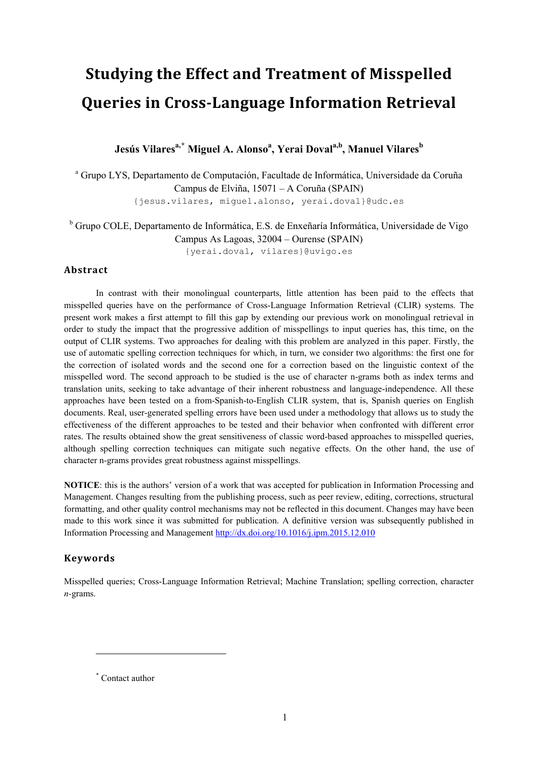# Studying the Effect and Treatment of Misspelled Queries in Cross-Language Information Retrieval

**Jesús Vilares[a,*] Miguel A. Alonso[a], Yerai Doval[a,b], Manuel Vilares[b]**

[a] Grupo LYS, Departamento de Computación, Facultade de Informática, Universidade da Coruña
Campus de Elviña, 15071 – A Coruña (SPAIN)
{jesus.vilares, miguel.alonso, yerai.doval}@udc.es

[b] Grupo COLE, Departamento de Informática, E.S. de Enxeñaría Informática, Universidade de Vigo
Campus As Lagoas, 32004 – Ourense (SPAIN)
{yerai.doval, vilares}@uvigo.es

## Abstract

In contrast with their monolingual counterparts, little attention has been paid to the effects that misspelled queries have on the performance of Cross-Language Information Retrieval (CLIR) systems. The present work makes a first attempt to fill this gap by extending our previous work on monolingual retrieval in order to study the impact that the progressive addition of misspellings to input queries has, this time, on the output of CLIR systems. Two approaches for dealing with this problem are analyzed in this paper. Firstly, the use of automatic spelling correction techniques for which, in turn, we consider two algorithms: the first one for the correction of isolated words and the second one for a correction based on the linguistic context of the misspelled word. The second approach to be studied is the use of character n-grams both as index terms and translation units, seeking to take advantage of their inherent robustness and language-independence. All these approaches have been tested on a from-Spanish-to-English CLIR system, that is, Spanish queries on English documents. Real, user-generated spelling errors have been used under a methodology that allows us to study the effectiveness of the different approaches to be tested and their behavior when confronted with different error rates. The results obtained show the great sensitiveness of classic word-based approaches to misspelled queries, although spelling correction techniques can mitigate such negative effects. On the other hand, the use of character n-grams provides great robustness against misspellings.

**NOTICE**: this is the authors' version of a work that was accepted for publication in Information Processing and Management. Changes resulting from the publishing process, such as peer review, editing, corrections, structural formatting, and other quality control mechanisms may not be reflected in this document. Changes may have been made to this work since it was submitted for publication. A definitive version was subsequently published in Information Processing and Management http://dx.doi.org/10.1016/j.ipm.2015.12.010

## Keywords

Misspelled queries; Cross-Language Information Retrieval; Machine Translation; spelling correction, character *n*-grams.

---

[*] Contact author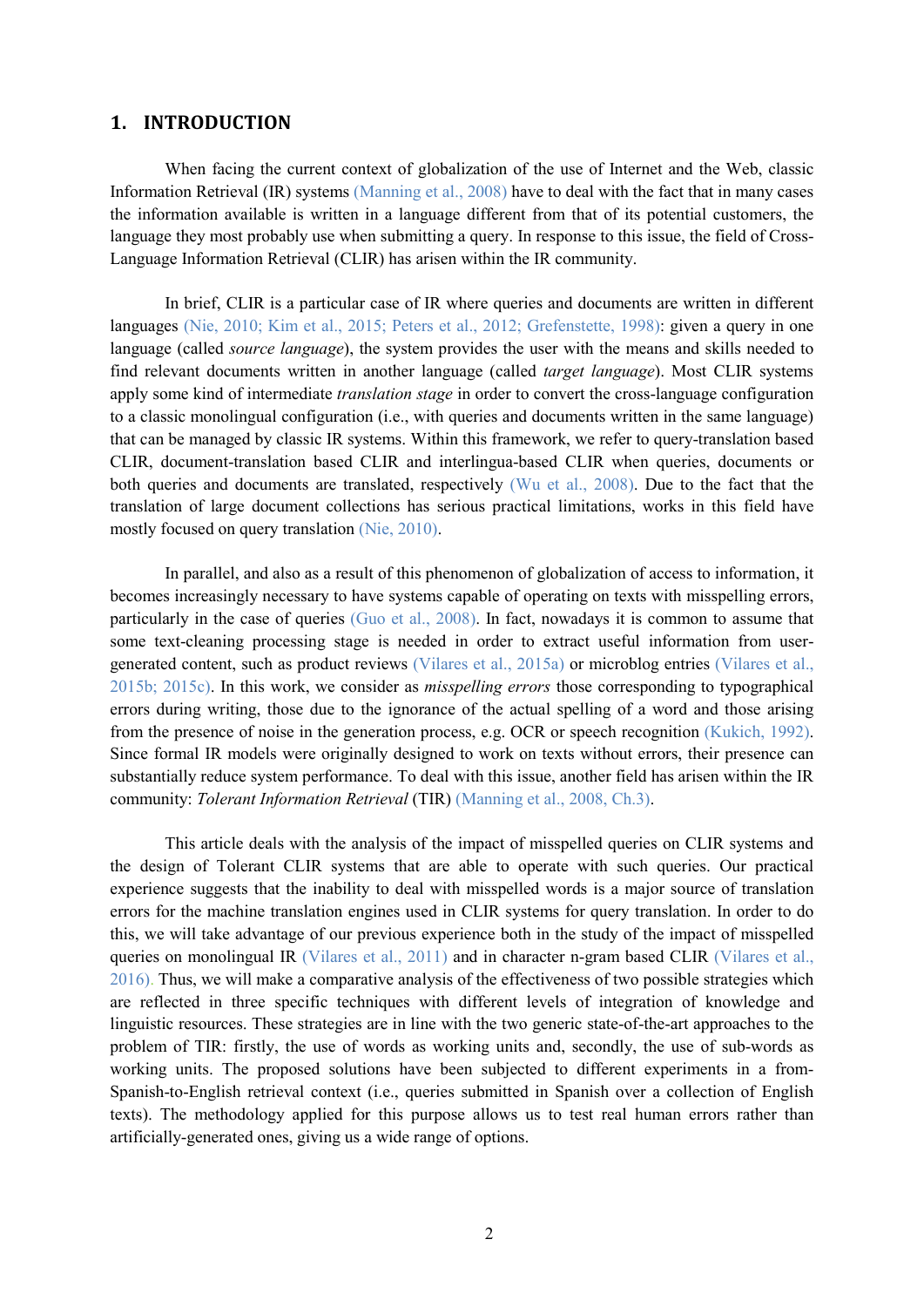## 1. INTRODUCTION

When facing the current context of globalization of the use of Internet and the Web, classic Information Retrieval (IR) systems (Manning et al., 2008) have to deal with the fact that in many cases the information available is written in a language different from that of its potential customers, the language they most probably use when submitting a query. In response to this issue, the field of Cross-Language Information Retrieval (CLIR) has arisen within the IR community.

In brief, CLIR is a particular case of IR where queries and documents are written in different languages (Nie, 2010; Kim et al., 2015; Peters et al., 2012; Grefenstette, 1998): given a query in one language (called *source language*), the system provides the user with the means and skills needed to find relevant documents written in another language (called *target language*). Most CLIR systems apply some kind of intermediate *translation stage* in order to convert the cross-language configuration to a classic monolingual configuration (i.e., with queries and documents written in the same language) that can be managed by classic IR systems. Within this framework, we refer to query-translation based CLIR, document-translation based CLIR and interlingua-based CLIR when queries, documents or both queries and documents are translated, respectively (Wu et al., 2008). Due to the fact that the translation of large document collections has serious practical limitations, works in this field have mostly focused on query translation (Nie, 2010).

In parallel, and also as a result of this phenomenon of globalization of access to information, it becomes increasingly necessary to have systems capable of operating on texts with misspelling errors, particularly in the case of queries (Guo et al., 2008). In fact, nowadays it is common to assume that some text-cleaning processing stage is needed in order to extract useful information from user-generated content, such as product reviews (Vilares et al., 2015a) or microblog entries (Vilares et al., 2015b; 2015c). In this work, we consider as *misspelling errors* those corresponding to typographical errors during writing, those due to the ignorance of the actual spelling of a word and those arising from the presence of noise in the generation process, e.g. OCR or speech recognition (Kukich, 1992). Since formal IR models were originally designed to work on texts without errors, their presence can substantially reduce system performance. To deal with this issue, another field has arisen within the IR community: *Tolerant Information Retrieval* (TIR) (Manning et al., 2008, Ch.3).

This article deals with the analysis of the impact of misspelled queries on CLIR systems and the design of Tolerant CLIR systems that are able to operate with such queries. Our practical experience suggests that the inability to deal with misspelled words is a major source of translation errors for the machine translation engines used in CLIR systems for query translation. In order to do this, we will take advantage of our previous experience both in the study of the impact of misspelled queries on monolingual IR (Vilares et al., 2011) and in character n-gram based CLIR (Vilares et al., 2016). Thus, we will make a comparative analysis of the effectiveness of two possible strategies which are reflected in three specific techniques with different levels of integration of knowledge and linguistic resources. These strategies are in line with the two generic state-of-the-art approaches to the problem of TIR: firstly, the use of words as working units and, secondly, the use of sub-words as working units. The proposed solutions have been subjected to different experiments in a from-Spanish-to-English retrieval context (i.e., queries submitted in Spanish over a collection of English texts). The methodology applied for this purpose allows us to test real human errors rather than artificially-generated ones, giving us a wide range of options.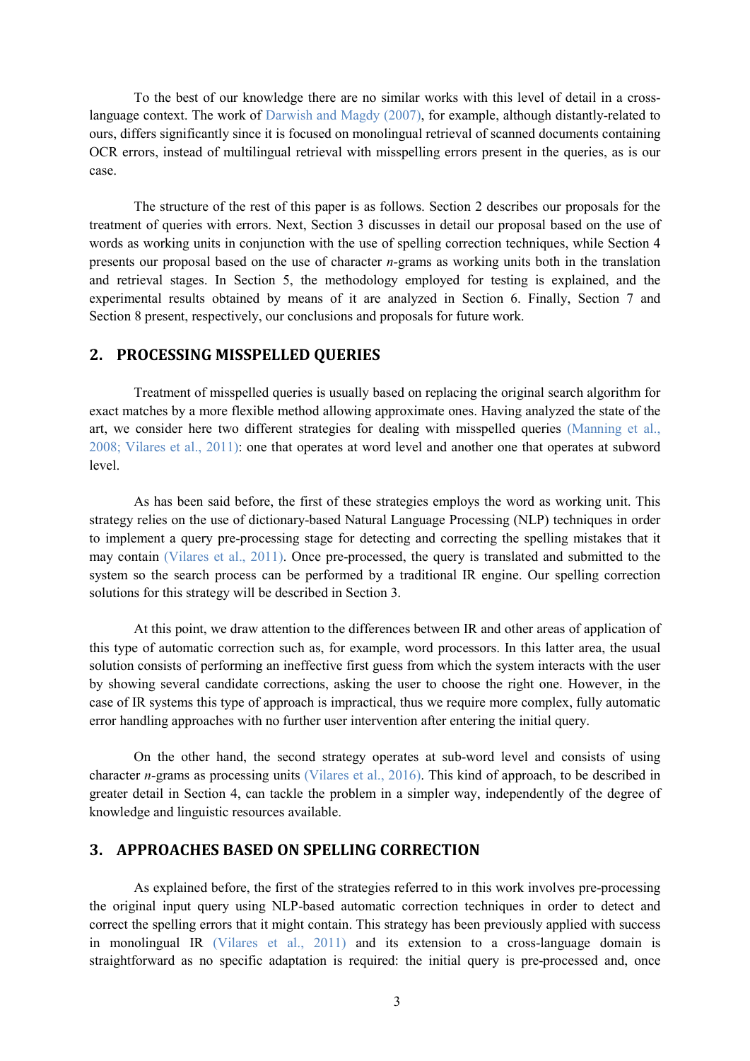To the best of our knowledge there are no similar works with this level of detail in a cross-language context. The work of Darwish and Magdy (2007), for example, although distantly-related to ours, differs significantly since it is focused on monolingual retrieval of scanned documents containing OCR errors, instead of multilingual retrieval with misspelling errors present in the queries, as is our case.

The structure of the rest of this paper is as follows. Section 2 describes our proposals for the treatment of queries with errors. Next, Section 3 discusses in detail our proposal based on the use of words as working units in conjunction with the use of spelling correction techniques, while Section 4 presents our proposal based on the use of character *n*-grams as working units both in the translation and retrieval stages. In Section 5, the methodology employed for testing is explained, and the experimental results obtained by means of it are analyzed in Section 6. Finally, Section 7 and Section 8 present, respectively, our conclusions and proposals for future work.

## 2. PROCESSING MISSPELLED QUERIES

Treatment of misspelled queries is usually based on replacing the original search algorithm for exact matches by a more flexible method allowing approximate ones. Having analyzed the state of the art, we consider here two different strategies for dealing with misspelled queries (Manning et al., 2008; Vilares et al., 2011): one that operates at word level and another one that operates at subword level.

As has been said before, the first of these strategies employs the word as working unit. This strategy relies on the use of dictionary-based Natural Language Processing (NLP) techniques in order to implement a query pre-processing stage for detecting and correcting the spelling mistakes that it may contain (Vilares et al., 2011). Once pre-processed, the query is translated and submitted to the system so the search process can be performed by a traditional IR engine. Our spelling correction solutions for this strategy will be described in Section 3.

At this point, we draw attention to the differences between IR and other areas of application of this type of automatic correction such as, for example, word processors. In this latter area, the usual solution consists of performing an ineffective first guess from which the system interacts with the user by showing several candidate corrections, asking the user to choose the right one. However, in the case of IR systems this type of approach is impractical, thus we require more complex, fully automatic error handling approaches with no further user intervention after entering the initial query.

On the other hand, the second strategy operates at sub-word level and consists of using character *n*-grams as processing units (Vilares et al., 2016). This kind of approach, to be described in greater detail in Section 4, can tackle the problem in a simpler way, independently of the degree of knowledge and linguistic resources available.

## 3. APPROACHES BASED ON SPELLING CORRECTION

As explained before, the first of the strategies referred to in this work involves pre-processing the original input query using NLP-based automatic correction techniques in order to detect and correct the spelling errors that it might contain. This strategy has been previously applied with success in monolingual IR (Vilares et al., 2011) and its extension to a cross-language domain is straightforward as no specific adaptation is required: the initial query is pre-processed and, once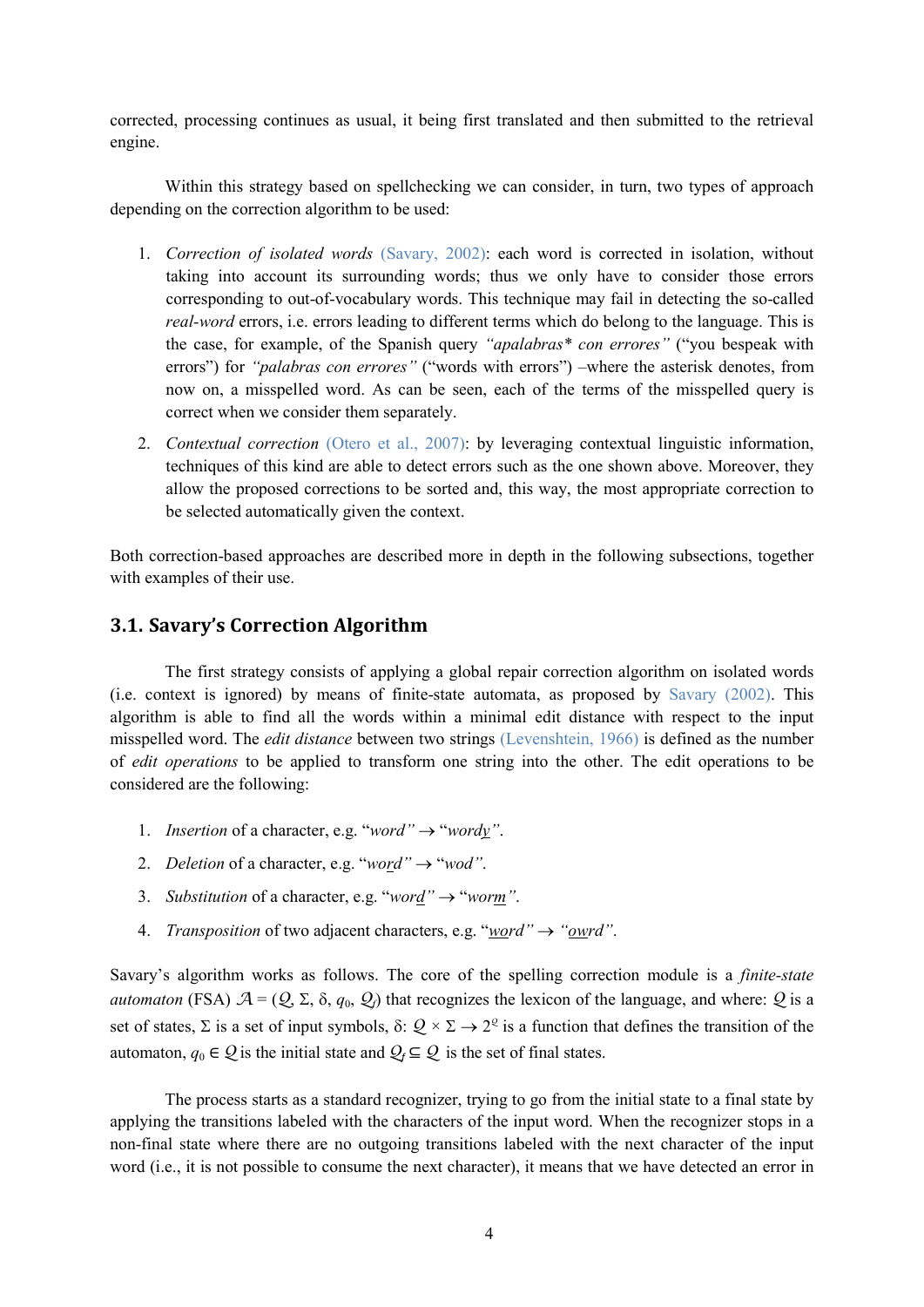corrected, processing continues as usual, it being first translated and then submitted to the retrieval engine.

Within this strategy based on spellchecking we can consider, in turn, two types of approach depending on the correction algorithm to be used:

1. *Correction of isolated words* (Savary, 2002): each word is corrected in isolation, without taking into account its surrounding words; thus we only have to consider those errors corresponding to out-of-vocabulary words. This technique may fail in detecting the so-called *real-word* errors, i.e. errors leading to different terms which do belong to the language. This is the case, for example, of the Spanish query *"apalabras\* con errores"* ("you bespeak with errors") for *"palabras con errores"* ("words with errors") –where the asterisk denotes, from now on, a misspelled word. As can be seen, each of the terms of the misspelled query is correct when we consider them separately.
2. *Contextual correction* (Otero et al., 2007): by leveraging contextual linguistic information, techniques of this kind are able to detect errors such as the one shown above. Moreover, they allow the proposed corrections to be sorted and, this way, the most appropriate correction to be selected automatically given the context.

Both correction-based approaches are described more in depth in the following subsections, together with examples of their use.

## 3.1. Savary's Correction Algorithm

The first strategy consists of applying a global repair correction algorithm on isolated words (i.e. context is ignored) by means of finite-state automata, as proposed by Savary (2002). This algorithm is able to find all the words within a minimal edit distance with respect to the input misspelled word. The *edit distance* between two strings (Levenshtein, 1966) is defined as the number of *edit operations* to be applied to transform one string into the other. The edit operations to be considered are the following:

1. *Insertion* of a character, e.g. "*word*" → "*wordy*".
2. *Deletion* of a character, e.g. "*word*" → "*wod*".
3. *Substitution* of a character, e.g. "*word*" → "*worm*".
4. *Transposition* of two adjacent characters, e.g. "*word*" → "*owrd*".

Savary's algorithm works as follows. The core of the spelling correction module is a *finite-state automaton* (FSA) $\mathcal{A} = (\mathcal{Q}, \Sigma, \delta, q_0, \mathcal{Q}_f)$ that recognizes the lexicon of the language, and where: $\mathcal{Q}$ is a set of states, $\Sigma$ is a set of input symbols, $\delta: \mathcal{Q} \times \Sigma \rightarrow 2^{\mathcal{Q}}$ is a function that defines the transition of the automaton, $q_0 \in \mathcal{Q}$ is the initial state and $\mathcal{Q}_f \subseteq \mathcal{Q}$ is the set of final states.

The process starts as a standard recognizer, trying to go from the initial state to a final state by applying the transitions labeled with the characters of the input word. When the recognizer stops in a non-final state where there are no outgoing transitions labeled with the next character of the input word (i.e., it is not possible to consume the next character), it means that we have detected an error in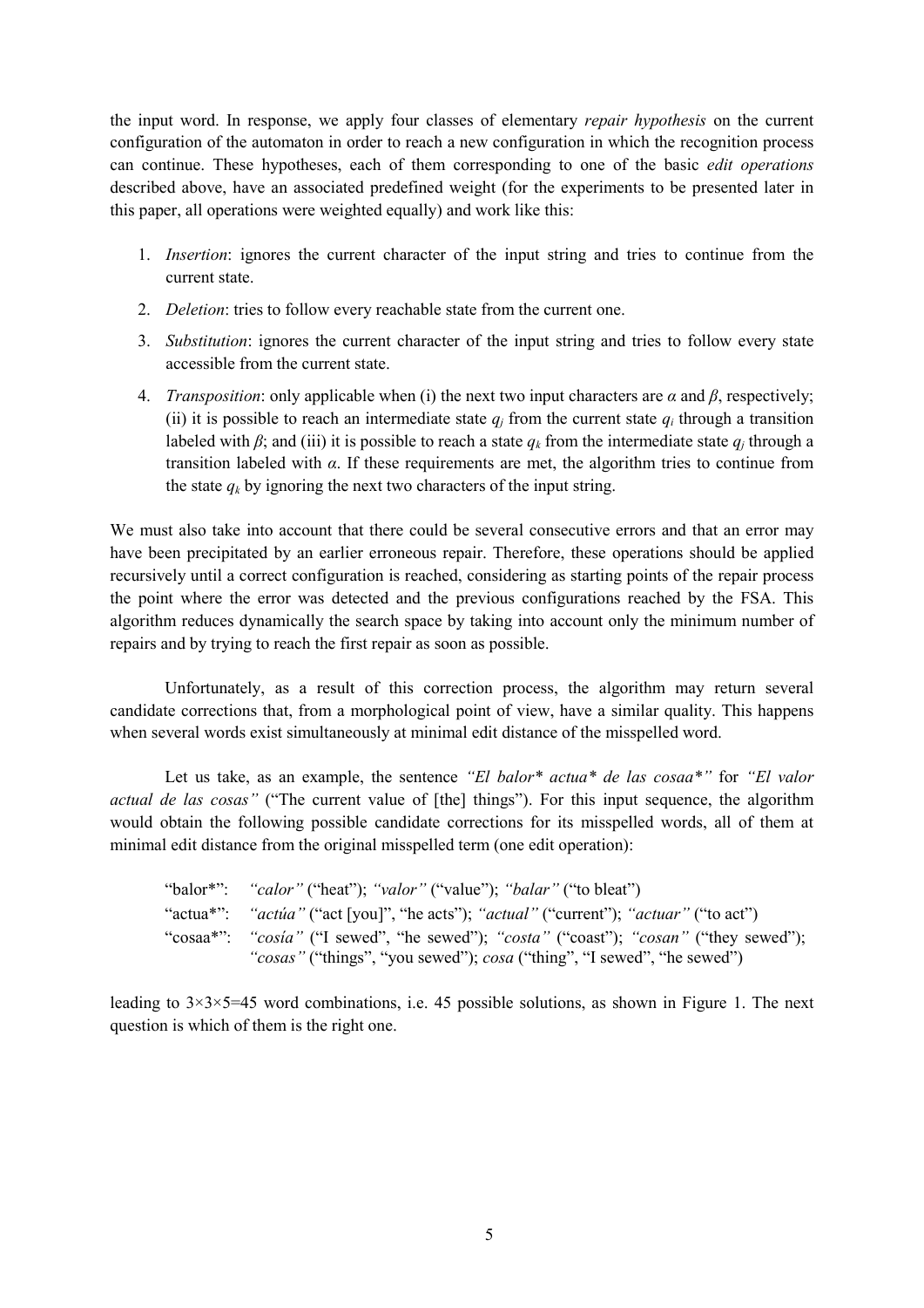the input word. In response, we apply four classes of elementary *repair hypothesis* on the current configuration of the automaton in order to reach a new configuration in which the recognition process can continue. These hypotheses, each of them corresponding to one of the basic *edit operations* described above, have an associated predefined weight (for the experiments to be presented later in this paper, all operations were weighted equally) and work like this:

1. *Insertion*: ignores the current character of the input string and tries to continue from the current state.
2. *Deletion*: tries to follow every reachable state from the current one.
3. *Substitution*: ignores the current character of the input string and tries to follow every state accessible from the current state.
4. *Transposition*: only applicable when (i) the next two input characters are $\alpha$ and $\beta$, respectively; (ii) it is possible to reach an intermediate state $q_j$ from the current state $q_i$ through a transition labeled with $\beta$; and (iii) it is possible to reach a state $q_k$ from the intermediate state $q_j$ through a transition labeled with $\alpha$. If these requirements are met, the algorithm tries to continue from the state $q_k$ by ignoring the next two characters of the input string.

We must also take into account that there could be several consecutive errors and that an error may have been precipitated by an earlier erroneous repair. Therefore, these operations should be applied recursively until a correct configuration is reached, considering as starting points of the repair process the point where the error was detected and the previous configurations reached by the FSA. This algorithm reduces dynamically the search space by taking into account only the minimum number of repairs and by trying to reach the first repair as soon as possible.

Unfortunately, as a result of this correction process, the algorithm may return several candidate corrections that, from a morphological point of view, have a similar quality. This happens when several words exist simultaneously at minimal edit distance of the misspelled word.

Let us take, as an example, the sentence *"El balor\* actua\* de las cosaa\*"* for *"El valor actual de las cosas"* ("The current value of [the] things"). For this input sequence, the algorithm would obtain the following possible candidate corrections for its misspelled words, all of them at minimal edit distance from the original misspelled term (one edit operation):

"balor*": *"calor"* ("heat"); *"valor"* ("value"); *"balar"* ("to bleat")
"actua*": *"actúa"* ("act [you]", "he acts"); *"actual"* ("current"); *"actuar"* ("to act")
"cosaa*": *"cosía"* ("I sewed", "he sewed"); *"costa"* ("coast"); *"cosan"* ("they sewed"); *"cosas"* ("things", "you sewed"); *cosa* ("thing", "I sewed", "he sewed")

leading to 3×3×5=45 word combinations, i.e. 45 possible solutions, as shown in Figure 1. The next question is which of them is the right one.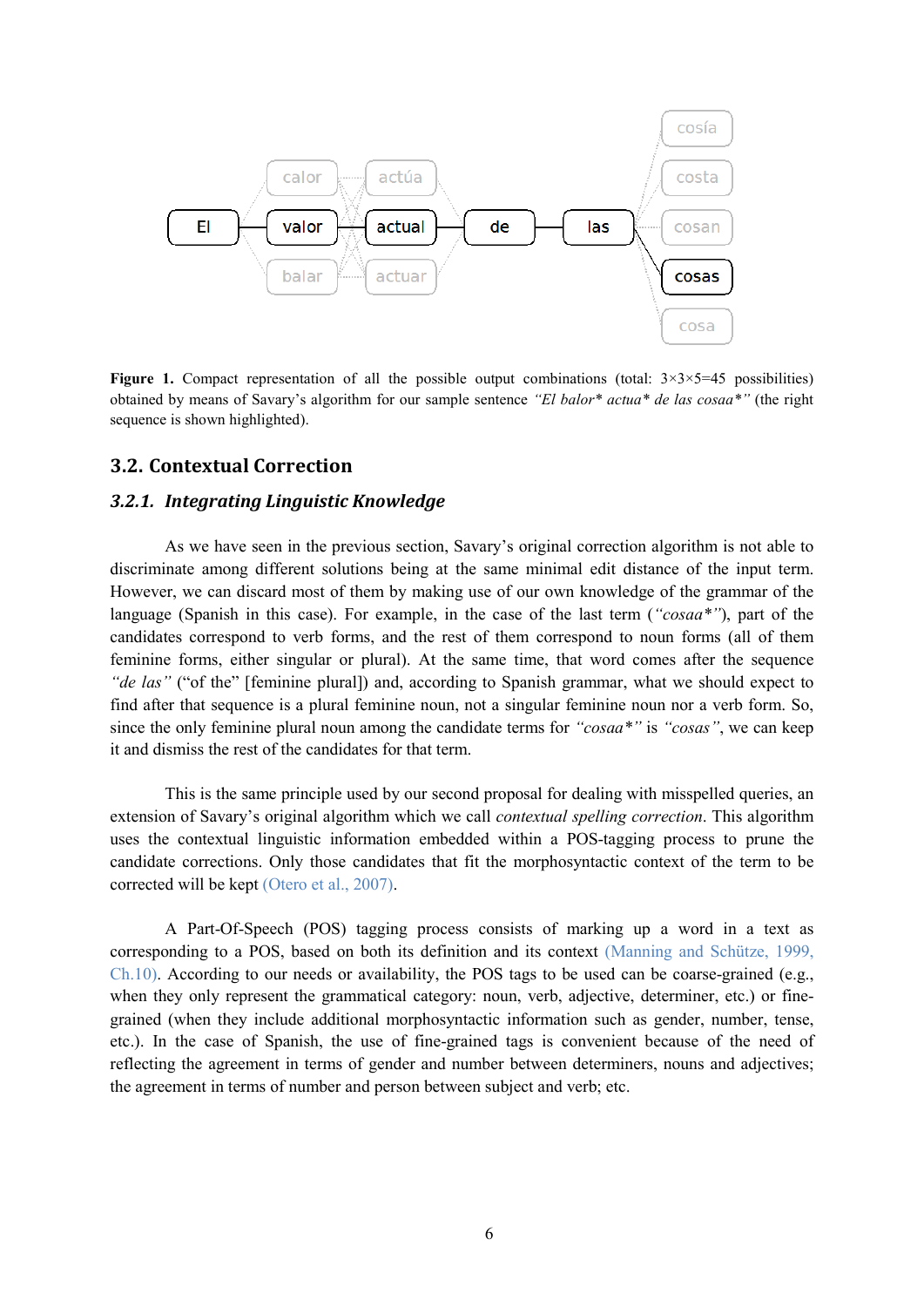**Figure 1.** Compact representation of all the possible output combinations (total: 3×3×5=45 possibilities) obtained by means of Savary's algorithm for our sample sentence *"El balor\* actua\* de las cosaa\*"* (the right sequence is shown highlighted).

## 3.2. Contextual Correction

### *3.2.1. Integrating Linguistic Knowledge*

As we have seen in the previous section, Savary's original correction algorithm is not able to discriminate among different solutions being at the same minimal edit distance of the input term. However, we can discard most of them by making use of our own knowledge of the grammar of the language (Spanish in this case). For example, in the case of the last term (*"cosaa\*"*), part of the candidates correspond to verb forms, and the rest of them correspond to noun forms (all of them feminine forms, either singular or plural). At the same time, that word comes after the sequence *"de las"* ("of the" [feminine plural]) and, according to Spanish grammar, what we should expect to find after that sequence is a plural feminine noun, not a singular feminine noun nor a verb form. So, since the only feminine plural noun among the candidate terms for *"cosaa\*"* is *"cosas"*, we can keep it and dismiss the rest of the candidates for that term.

This is the same principle used by our second proposal for dealing with misspelled queries, an extension of Savary's original algorithm which we call *contextual spelling correction*. This algorithm uses the contextual linguistic information embedded within a POS-tagging process to prune the candidate corrections. Only those candidates that fit the morphosyntactic context of the term to be corrected will be kept (Otero et al., 2007).

A Part-Of-Speech (POS) tagging process consists of marking up a word in a text as corresponding to a POS, based on both its definition and its context (Manning and Schütze, 1999, Ch.10). According to our needs or availability, the POS tags to be used can be coarse-grained (e.g., when they only represent the grammatical category: noun, verb, adjective, determiner, etc.) or fine-grained (when they include additional morphosyntactic information such as gender, number, tense, etc.). In the case of Spanish, the use of fine-grained tags is convenient because of the need of reflecting the agreement in terms of gender and number between determiners, nouns and adjectives; the agreement in terms of number and person between subject and verb; etc.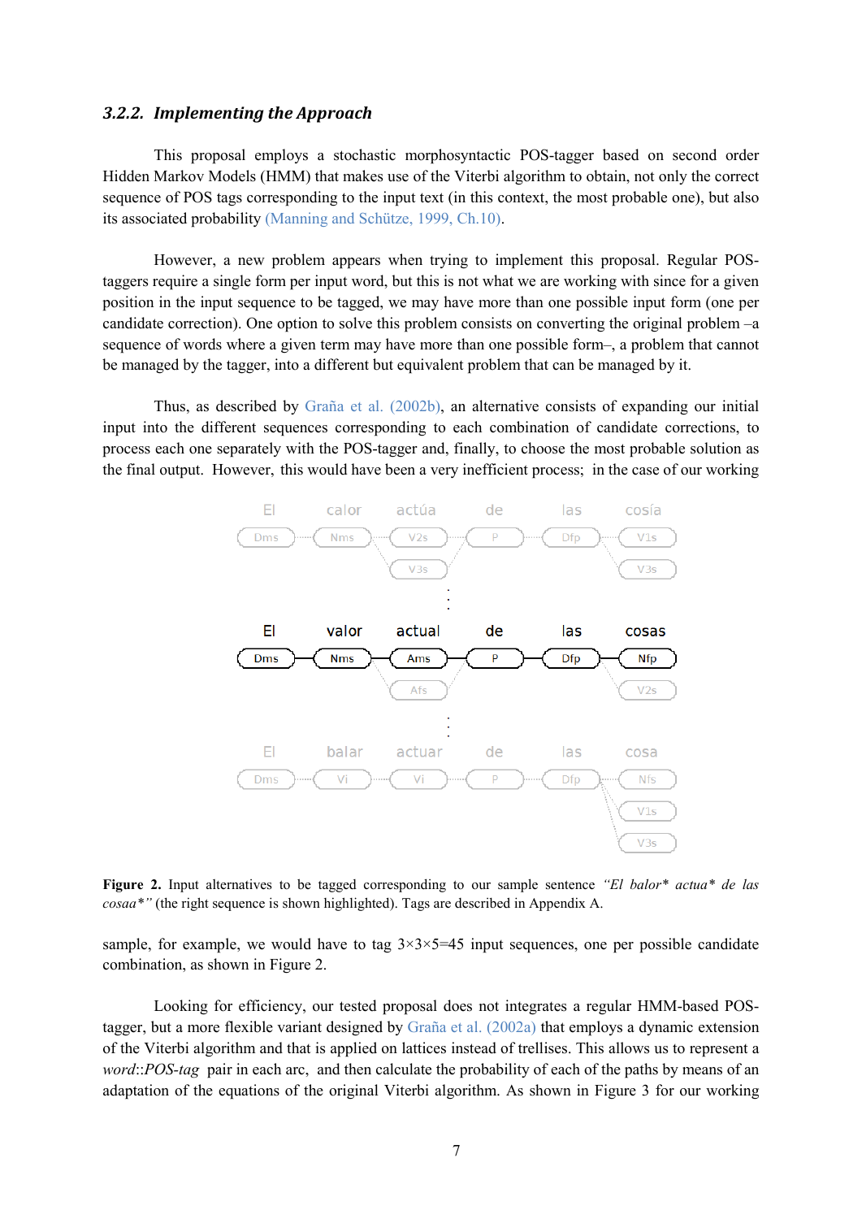### 3.2.2. *Implementing the Approach*

This proposal employs a stochastic morphosyntactic POS-tagger based on second order Hidden Markov Models (HMM) that makes use of the Viterbi algorithm to obtain, not only the correct sequence of POS tags corresponding to the input text (in this context, the most probable one), but also its associated probability (Manning and Schütze, 1999, Ch.10).

However, a new problem appears when trying to implement this proposal. Regular POS-taggers require a single form per input word, but this is not what we are working with since for a given position in the input sequence to be tagged, we may have more than one possible input form (one per candidate correction). One option to solve this problem consists on converting the original problem –a sequence of words where a given term may have more than one possible form–, a problem that cannot be managed by the tagger, into a different but equivalent problem that can be managed by it.

Thus, as described by Graña et al. (2002b), an alternative consists of expanding our initial input into the different sequences corresponding to each combination of candidate corrections, to process each one separately with the POS-tagger and, finally, to choose the most probable solution as the final output. However, this would have been a very inefficient process; in the case of our working sample, for example, we would have to tag 3×3×5=45 input sequences, one per possible candidate combination, as shown in Figure 2.

**Figure 2.** Input alternatives to be tagged corresponding to our sample sentence *"El balor\* actua\* de las cosaa\*"* (the right sequence is shown highlighted). Tags are described in Appendix A.

Looking for efficiency, our tested proposal does not integrates a regular HMM-based POS-tagger, but a more flexible variant designed by Graña et al. (2002a) that employs a dynamic extension of the Viterbi algorithm and that is applied on lattices instead of trellises. This allows us to represent a *word*::*POS-tag* pair in each arc, and then calculate the probability of each of the paths by means of an adaptation of the equations of the original Viterbi algorithm. As shown in Figure 3 for our working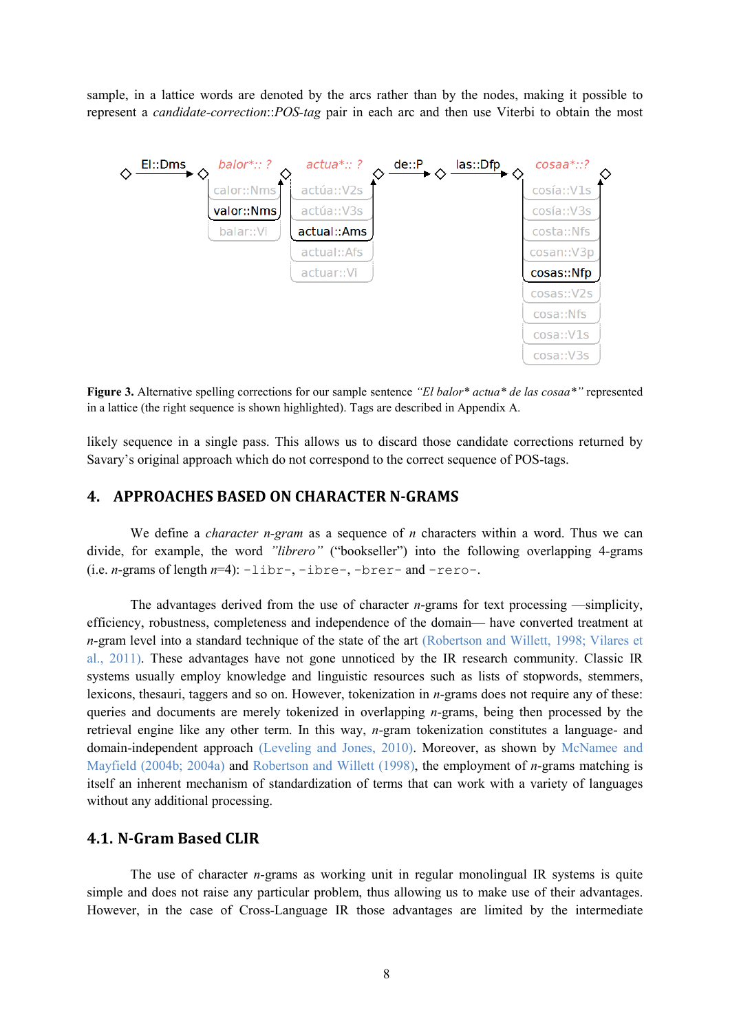sample, in a lattice words are denoted by the arcs rather than by the nodes, making it possible to represent a *candidate-correction*::*POS-tag* pair in each arc and then use Viterbi to obtain the most

**Figure 3.** Alternative spelling corrections for our sample sentence *"El balor\* actua\* de las cosaa\*"* represented in a lattice (the right sequence is shown highlighted). Tags are described in Appendix A.

likely sequence in a single pass. This allows us to discard those candidate corrections returned by Savary's original approach which do not correspond to the correct sequence of POS-tags.

## 4. APPROACHES BASED ON CHARACTER N-GRAMS

We define a *character n-gram* as a sequence of *n* characters within a word. Thus we can divide, for example, the word *"librero"* ("bookseller") into the following overlapping 4-grams (i.e. *n*-grams of length *n*=4): `-libr-`, `-ibre-`, `-brer-` and `-rero-`.

The advantages derived from the use of character *n*-grams for text processing —simplicity, efficiency, robustness, completeness and independence of the domain— have converted treatment at *n*-gram level into a standard technique of the state of the art (Robertson and Willett, 1998; Vilares et al., 2011). These advantages have not gone unnoticed by the IR research community. Classic IR systems usually employ knowledge and linguistic resources such as lists of stopwords, stemmers, lexicons, thesauri, taggers and so on. However, tokenization in *n*-grams does not require any of these: queries and documents are merely tokenized in overlapping *n*-grams, being then processed by the retrieval engine like any other term. In this way, *n*-gram tokenization constitutes a language- and domain-independent approach (Leveling and Jones, 2010). Moreover, as shown by McNamee and Mayfield (2004b; 2004a) and Robertson and Willett (1998), the employment of *n*-grams matching is itself an inherent mechanism of standardization of terms that can work with a variety of languages without any additional processing.

### 4.1. N-Gram Based CLIR

The use of character *n*-grams as working unit in regular monolingual IR systems is quite simple and does not raise any particular problem, thus allowing us to make use of their advantages. However, in the case of Cross-Language IR those advantages are limited by the intermediate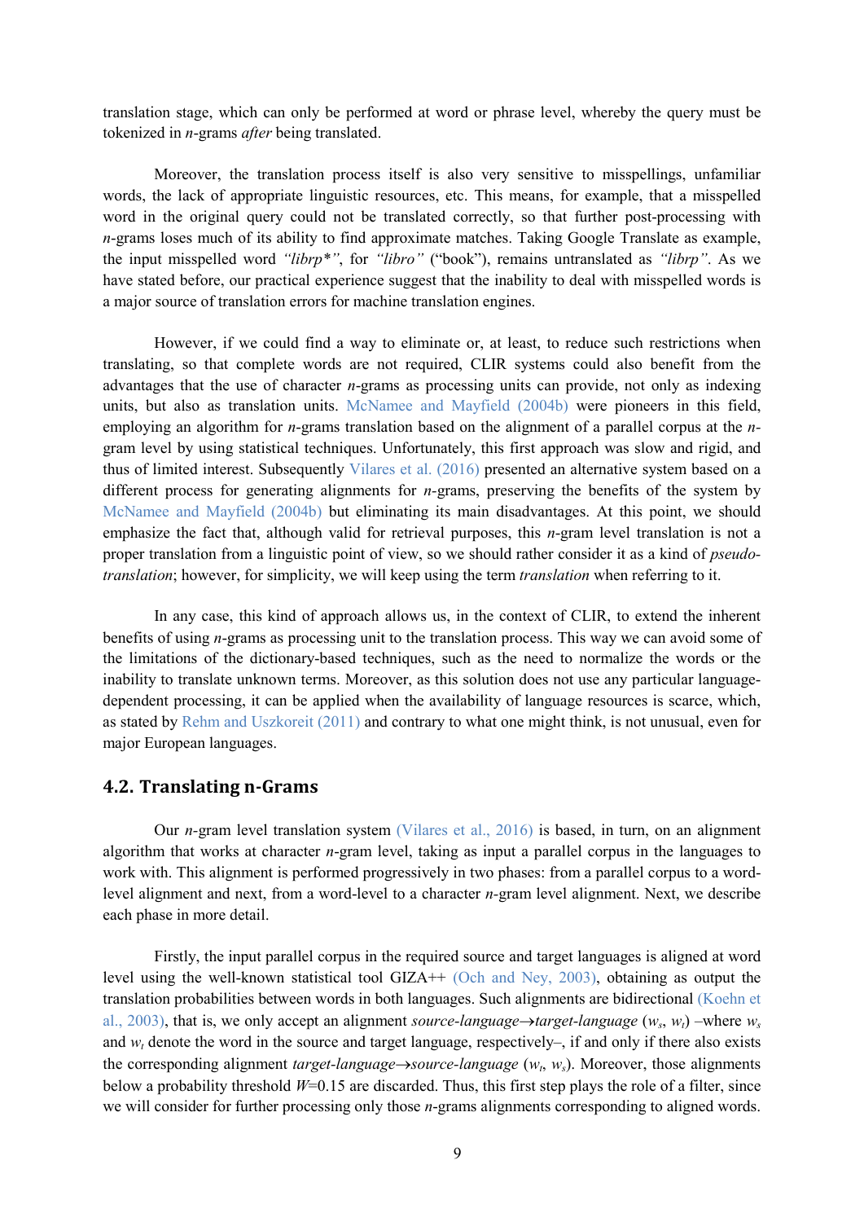translation stage, which can only be performed at word or phrase level, whereby the query must be tokenized in *n*-grams *after* being translated.

Moreover, the translation process itself is also very sensitive to misspellings, unfamiliar words, the lack of appropriate linguistic resources, etc. This means, for example, that a misspelled word in the original query could not be translated correctly, so that further post-processing with *n*-grams loses much of its ability to find approximate matches. Taking Google Translate as example, the input misspelled word *"librp*"*, for *"libro"* ("book"), remains untranslated as *"librp"*. As we have stated before, our practical experience suggest that the inability to deal with misspelled words is a major source of translation errors for machine translation engines.

However, if we could find a way to eliminate or, at least, to reduce such restrictions when translating, so that complete words are not required, CLIR systems could also benefit from the advantages that the use of character *n*-grams as processing units can provide, not only as indexing units, but also as translation units. McNamee and Mayfield (2004b) were pioneers in this field, employing an algorithm for *n*-grams translation based on the alignment of a parallel corpus at the *n*-gram level by using statistical techniques. Unfortunately, this first approach was slow and rigid, and thus of limited interest. Subsequently Vilares et al. (2016) presented an alternative system based on a different process for generating alignments for *n*-grams, preserving the benefits of the system by McNamee and Mayfield (2004b) but eliminating its main disadvantages. At this point, we should emphasize the fact that, although valid for retrieval purposes, this *n*-gram level translation is not a proper translation from a linguistic point of view, so we should rather consider it as a kind of *pseudo-translation*; however, for simplicity, we will keep using the term *translation* when referring to it.

In any case, this kind of approach allows us, in the context of CLIR, to extend the inherent benefits of using *n*-grams as processing unit to the translation process. This way we can avoid some of the limitations of the dictionary-based techniques, such as the need to normalize the words or the inability to translate unknown terms. Moreover, as this solution does not use any particular language-dependent processing, it can be applied when the availability of language resources is scarce, which, as stated by Rehm and Uszkoreit (2011) and contrary to what one might think, is not unusual, even for major European languages.

## 4.2. Translating n-Grams

Our *n*-gram level translation system (Vilares et al., 2016) is based, in turn, on an alignment algorithm that works at character *n*-gram level, taking as input a parallel corpus in the languages to work with. This alignment is performed progressively in two phases: from a parallel corpus to a word-level alignment and next, from a word-level to a character *n*-gram level alignment. Next, we describe each phase in more detail.

Firstly, the input parallel corpus in the required source and target languages is aligned at word level using the well-known statistical tool GIZA++ (Och and Ney, 2003), obtaining as output the translation probabilities between words in both languages. Such alignments are bidirectional (Koehn et al., 2003), that is, we only accept an alignment *source-language*→*target-language* $(w_s, w_t)$ –where $w_s$ and $w_t$ denote the word in the source and target language, respectively–, if and only if there also exists the corresponding alignment *target-language*→*source-language* $(w_t, w_s)$. Moreover, those alignments below a probability threshold $W$=0.15 are discarded. Thus, this first step plays the role of a filter, since we will consider for further processing only those *n*-grams alignments corresponding to aligned words.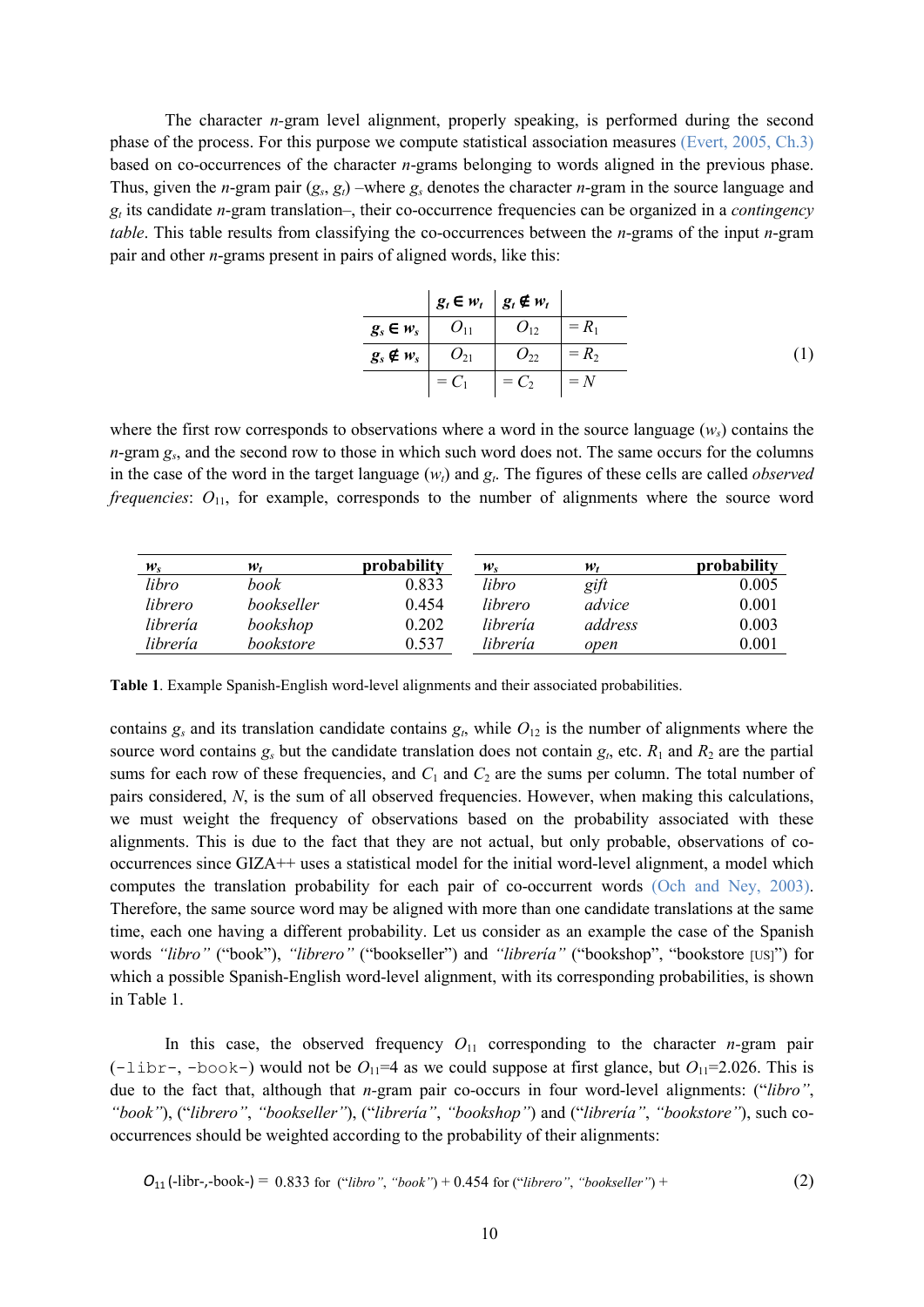The character $n$-gram level alignment, properly speaking, is performed during the second phase of the process. For this purpose we compute statistical association measures (Evert, 2005, Ch.3) based on co-occurrences of the character $n$-grams belonging to words aligned in the previous phase. Thus, given the $n$-gram pair ($g_s$, $g_t$) –where $g_s$ denotes the character $n$-gram in the source language and $g_t$ its candidate $n$-gram translation–, their co-occurrence frequencies can be organized in a *contingency table*. This table results from classifying the co-occurrences between the $n$-grams of the input $n$-gram pair and other $n$-grams present in pairs of aligned words, like this:

|  | $g_t \in w_t$ | $g_t \notin w_t$ |  |
|---|---|---|---|
| $g_s \in w_s$ | $O_{11}$ | $O_{12}$ | $= R_1$ |
| $g_s \notin w_s$ | $O_{21}$ | $O_{22}$ | $= R_2$ |
|  | $= C_1$ | $= C_2$ | $= N$ |

(1)

where the first row corresponds to observations where a word in the source language ($w_s$) contains the $n$-gram $g_s$, and the second row to those in which such word does not. The same occurs for the columns in the case of the word in the target language ($w_t$) and $g_t$. The figures of these cells are called *observed frequencies*: $O_{11}$, for example, corresponds to the number of alignments where the source word contains $g_s$ and its translation candidate contains $g_t$, while $O_{12}$ is the number of alignments where the source word contains $g_s$ but the candidate translation does not contain $g_t$, etc. $R_1$ and $R_2$ are the partial sums for each row of these frequencies, and $C_1$ and $C_2$ are the sums per column. The total number of pairs considered, $N$, is the sum of all observed frequencies. However, when making this calculations, we must weight the frequency of observations based on the probability associated with these alignments. This is due to the fact that they are not actual, but only probable, observations of co-occurrences since GIZA++ uses a statistical model for the initial word-level alignment, a model which computes the translation probability for each pair of co-occurrent words (Och and Ney, 2003). Therefore, the same source word may be aligned with more than one candidate translations at the same time, each one having a different probability. Let us consider as an example the case of the Spanish words *"libro"* ("book"), *"librero"* ("bookseller") and *"librería"* ("bookshop", "bookstore [US]") for which a possible Spanish-English word-level alignment, with its corresponding probabilities, is shown in Table 1.

| $w_s$ | $w_t$ | probability | $w_s$ | $w_t$ | probability |
|---|---|---|---|---|---|
| *libro* | *book* | 0.833 | *libro* | *gift* | 0.005 |
| *librero* | *bookseller* | 0.454 | *librero* | *advice* | 0.001 |
| *librería* | *bookshop* | 0.202 | *librería* | *address* | 0.003 |
| *librería* | *bookstore* | 0.537 | *librería* | *open* | 0.001 |

**Table 1**. Example Spanish-English word-level alignments and their associated probabilities.

In this case, the observed frequency $O_{11}$ corresponding to the character $n$-gram pair (`-libr-`, `-book-`) would not be $O_{11}$=4 as we could suppose at first glance, but $O_{11}$=2.026. This is due to the fact that, although that $n$-gram pair co-occurs in four word-level alignments: ("*libro*", "*book*"), ("*librero*", "*bookseller*"), ("*librería*", "*bookshop*") and ("*librería*", "*bookstore*"), such co-occurrences should be weighted according to the probability of their alignments:

$$O_{11}(\text{-libr-,-book-}) = 0.833 \text{ for } (\text{“}\textit{libro}\text{”}, \text{“}\textit{book}\text{”}) + 0.454 \text{ for } (\text{“}\textit{librero}\text{”}, \text{“}\textit{bookseller}\text{”}) + \quad (2)$$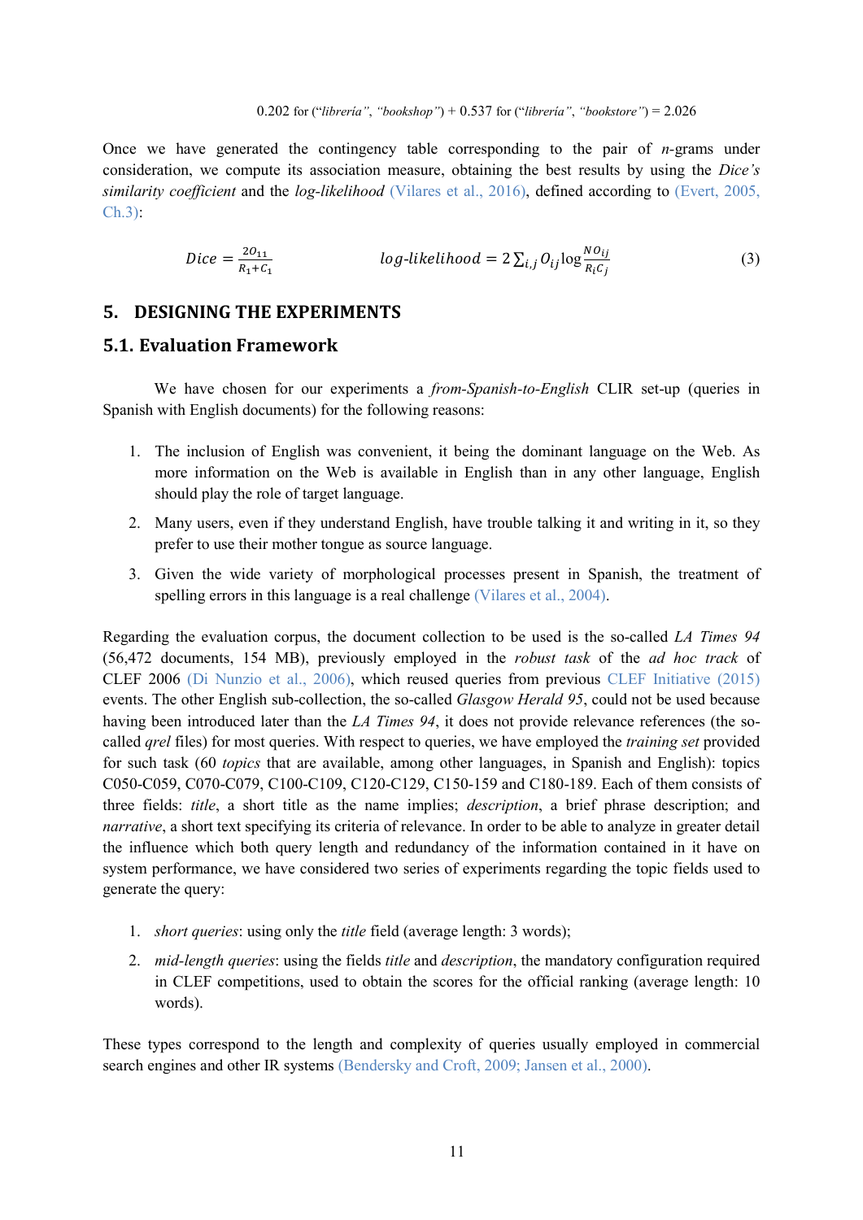0.202 for (*“librería”*, *“bookshop”*) + 0.537 for (*“librería”*, *“bookstore”*) = 2.026

Once we have generated the contingency table corresponding to the pair of *n*-grams under consideration, we compute its association measure, obtaining the best results by using the *Dice’s similarity coefficient* and the *log-likelihood* (Vilares et al., 2016), defined according to (Evert, 2005, Ch.3):

$$Dice = \frac{2O_{11}}{R_1 + C_1} \qquad\qquad log\text{-}likelihood = 2\sum_{i,j} O_{ij} \log \frac{N O_{ij}}{R_i C_j} \tag{3}$$

## 5. DESIGNING THE EXPERIMENTS

### 5.1. Evaluation Framework

We have chosen for our experiments a *from-Spanish-to-English* CLIR set-up (queries in Spanish with English documents) for the following reasons:

1. The inclusion of English was convenient, it being the dominant language on the Web. As more information on the Web is available in English than in any other language, English should play the role of target language.
2. Many users, even if they understand English, have trouble talking it and writing in it, so they prefer to use their mother tongue as source language.
3. Given the wide variety of morphological processes present in Spanish, the treatment of spelling errors in this language is a real challenge (Vilares et al., 2004).

Regarding the evaluation corpus, the document collection to be used is the so-called *LA Times 94* (56,472 documents, 154 MB), previously employed in the *robust task* of the *ad hoc track* of CLEF 2006 (Di Nunzio et al., 2006), which reused queries from previous CLEF Initiative (2015) events. The other English sub-collection, the so-called *Glasgow Herald 95*, could not be used because having been introduced later than the *LA Times 94*, it does not provide relevance references (the so-called *qrel* files) for most queries. With respect to queries, we have employed the *training set* provided for such task (60 *topics* that are available, among other languages, in Spanish and English): topics C050-C059, C070-C079, C100-C109, C120-C129, C150-159 and C180-189. Each of them consists of three fields: *title*, a short title as the name implies; *description*, a brief phrase description; and *narrative*, a short text specifying its criteria of relevance. In order to be able to analyze in greater detail the influence which both query length and redundancy of the information contained in it have on system performance, we have considered two series of experiments regarding the topic fields used to generate the query:

1. *short queries*: using only the *title* field (average length: 3 words);
2. *mid-length queries*: using the fields *title* and *description*, the mandatory configuration required in CLEF competitions, used to obtain the scores for the official ranking (average length: 10 words).

These types correspond to the length and complexity of queries usually employed in commercial search engines and other IR systems (Bendersky and Croft, 2009; Jansen et al., 2000).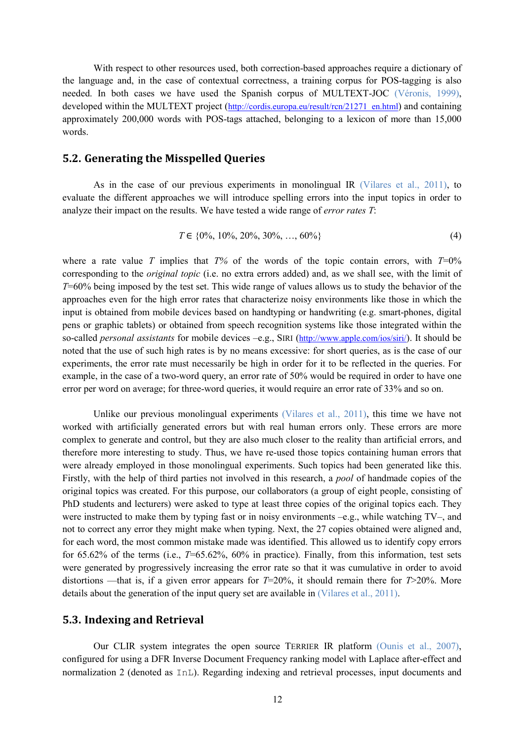With respect to other resources used, both correction-based approaches require a dictionary of the language and, in the case of contextual correctness, a training corpus for POS-tagging is also needed. In both cases we have used the Spanish corpus of MULTEXT-JOC (Véronis, 1999), developed within the MULTEXT project (http://cordis.europa.eu/result/rcn/21271_en.html) and containing approximately 200,000 words with POS-tags attached, belonging to a lexicon of more than 15,000 words.

## 5.2. Generating the Misspelled Queries

As in the case of our previous experiments in monolingual IR (Vilares et al., 2011), to evaluate the different approaches we will introduce spelling errors into the input topics in order to analyze their impact on the results. We have tested a wide range of *error rates* $T$:

$$T \in \{0\%, 10\%, 20\%, 30\%, \ldots, 60\%\} \tag{4}$$

where a rate value $T$ implies that $T\%$ of the words of the topic contain errors, with $T$=0% corresponding to the *original topic* (i.e. no extra errors added) and, as we shall see, with the limit of $T$=60% being imposed by the test set. This wide range of values allows us to study the behavior of the approaches even for the high error rates that characterize noisy environments like those in which the input is obtained from mobile devices based on handtyping or handwriting (e.g. smart-phones, digital pens or graphic tablets) or obtained from speech recognition systems like those integrated within the so-called *personal assistants* for mobile devices –e.g., SIRI (http://www.apple.com/ios/siri/). It should be noted that the use of such high rates is by no means excessive: for short queries, as is the case of our experiments, the error rate must necessarily be high in order for it to be reflected in the queries. For example, in the case of a two-word query, an error rate of 50% would be required in order to have one error per word on average; for three-word queries, it would require an error rate of 33% and so on.

Unlike our previous monolingual experiments (Vilares et al., 2011), this time we have not worked with artificially generated errors but with real human errors only. These errors are more complex to generate and control, but they are also much closer to the reality than artificial errors, and therefore more interesting to study. Thus, we have re-used those topics containing human errors that were already employed in those monolingual experiments. Such topics had been generated like this. Firstly, with the help of third parties not involved in this research, a *pool* of handmade copies of the original topics was created. For this purpose, our collaborators (a group of eight people, consisting of PhD students and lecturers) were asked to type at least three copies of the original topics each. They were instructed to make them by typing fast or in noisy environments –e.g., while watching TV–, and not to correct any error they might make when typing. Next, the 27 copies obtained were aligned and, for each word, the most common mistake made was identified. This allowed us to identify copy errors for 65.62% of the terms (i.e., $T$=65.62%, 60% in practice). Finally, from this information, test sets were generated by progressively increasing the error rate so that it was cumulative in order to avoid distortions —that is, if a given error appears for $T$=20%, it should remain there for $T$>20%. More details about the generation of the input query set are available in (Vilares et al., 2011).

## 5.3. Indexing and Retrieval

Our CLIR system integrates the open source TERRIER IR platform (Ounis et al., 2007), configured for using a DFR Inverse Document Frequency ranking model with Laplace after-effect and normalization 2 (denoted as `InL`). Regarding indexing and retrieval processes, input documents and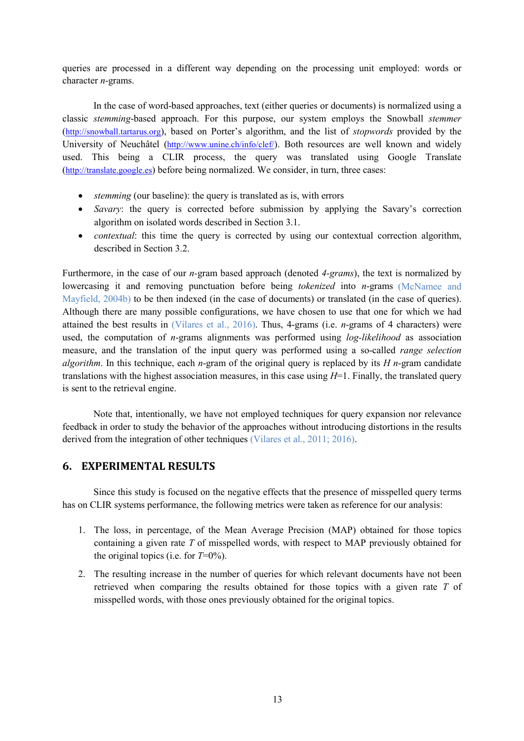queries are processed in a different way depending on the processing unit employed: words or character *n*-grams.

In the case of word-based approaches, text (either queries or documents) is normalized using a classic *stemming*-based approach. For this purpose, our system employs the Snowball *stemmer* (http://snowball.tartarus.org), based on Porter's algorithm, and the list of *stopwords* provided by the University of Neuchâtel (http://www.unine.ch/info/clef/). Both resources are well known and widely used. This being a CLIR process, the query was translated using Google Translate (http://translate.google.es) before being normalized. We consider, in turn, three cases:

- *stemming* (our baseline): the query is translated as is, with errors
- *Savary*: the query is corrected before submission by applying the Savary's correction algorithm on isolated words described in Section 3.1.
- *contextual*: this time the query is corrected by using our contextual correction algorithm, described in Section 3.2.

Furthermore, in the case of our *n*-gram based approach (denoted *4-grams*), the text is normalized by lowercasing it and removing punctuation before being *tokenized* into *n*-grams (McNamee and Mayfield, 2004b) to be then indexed (in the case of documents) or translated (in the case of queries). Although there are many possible configurations, we have chosen to use that one for which we had attained the best results in (Vilares et al., 2016). Thus, 4-grams (i.e. *n*-grams of 4 characters) were used, the computation of *n*-grams alignments was performed using *log-likelihood* as association measure, and the translation of the input query was performed using a so-called *range selection algorithm*. In this technique, each *n*-gram of the original query is replaced by its $H$ *n*-gram candidate translations with the highest association measures, in this case using $H$=1. Finally, the translated query is sent to the retrieval engine.

Note that, intentionally, we have not employed techniques for query expansion nor relevance feedback in order to study the behavior of the approaches without introducing distortions in the results derived from the integration of other techniques (Vilares et al., 2011; 2016).

## 6. EXPERIMENTAL RESULTS

Since this study is focused on the negative effects that the presence of misspelled query terms has on CLIR systems performance, the following metrics were taken as reference for our analysis:

1. The loss, in percentage, of the Mean Average Precision (MAP) obtained for those topics containing a given rate $T$ of misspelled words, with respect to MAP previously obtained for the original topics (i.e. for $T$=0%).
2. The resulting increase in the number of queries for which relevant documents have not been retrieved when comparing the results obtained for those topics with a given rate $T$ of misspelled words, with those ones previously obtained for the original topics.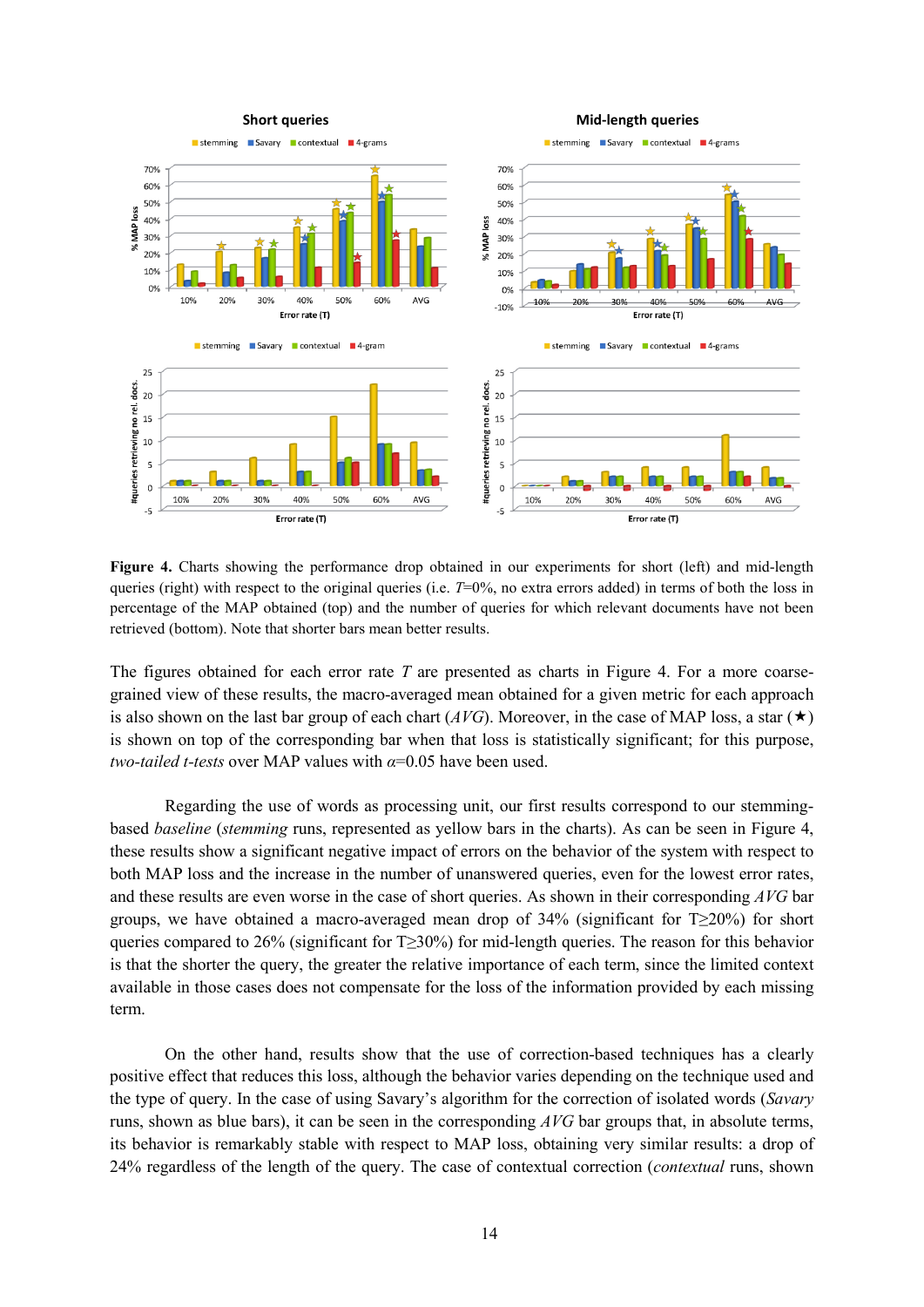**Figure 4.** Charts showing the performance drop obtained in our experiments for short (left) and mid-length queries (right) with respect to the original queries (i.e. $T$=0%, no extra errors added) in terms of both the loss in percentage of the MAP obtained (top) and the number of queries for which relevant documents have not been retrieved (bottom). Note that shorter bars mean better results.

The figures obtained for each error rate $T$ are presented as charts in Figure 4. For a more coarse-grained view of these results, the macro-averaged mean obtained for a given metric for each approach is also shown on the last bar group of each chart (*AVG*). Moreover, in the case of MAP loss, a star (★) is shown on top of the corresponding bar when that loss is statistically significant; for this purpose, *two-tailed t-tests* over MAP values with $\alpha$=0.05 have been used.

Regarding the use of words as processing unit, our first results correspond to our stemming-based *baseline* (*stemming* runs, represented as yellow bars in the charts). As can be seen in Figure 4, these results show a significant negative impact of errors on the behavior of the system with respect to both MAP loss and the increase in the number of unanswered queries, even for the lowest error rates, and these results are even worse in the case of short queries. As shown in their corresponding *AVG* bar groups, we have obtained a macro-averaged mean drop of 34% (significant for $T \geq 20\%$) for short queries compared to 26% (significant for $T \geq 30\%$) for mid-length queries. The reason for this behavior is that the shorter the query, the greater the relative importance of each term, since the limited context available in those cases does not compensate for the loss of the information provided by each missing term.

On the other hand, results show that the use of correction-based techniques has a clearly positive effect that reduces this loss, although the behavior varies depending on the technique used and the type of query. In the case of using Savary's algorithm for the correction of isolated words (*Savary* runs, shown as blue bars), it can be seen in the corresponding *AVG* bar groups that, in absolute terms, its behavior is remarkably stable with respect to MAP loss, obtaining very similar results: a drop of 24% regardless of the length of the query. The case of contextual correction (*contextual* runs, shown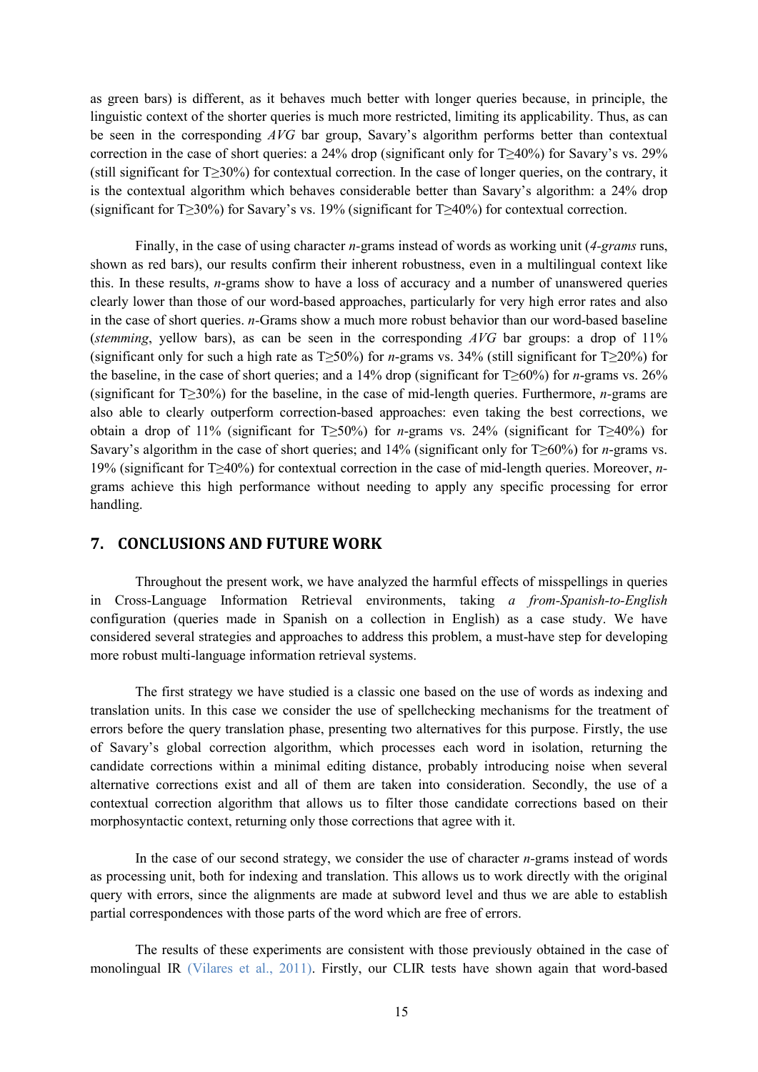as green bars) is different, as it behaves much better with longer queries because, in principle, the linguistic context of the shorter queries is much more restricted, limiting its applicability. Thus, as can be seen in the corresponding *AVG* bar group, Savary's algorithm performs better than contextual correction in the case of short queries: a 24% drop (significant only for T≥40%) for Savary's vs. 29% (still significant for T≥30%) for contextual correction. In the case of longer queries, on the contrary, it is the contextual algorithm which behaves considerable better than Savary's algorithm: a 24% drop (significant for T≥30%) for Savary's vs. 19% (significant for T≥40%) for contextual correction.

Finally, in the case of using character *n*-grams instead of words as working unit (*4-grams* runs, shown as red bars), our results confirm their inherent robustness, even in a multilingual context like this. In these results, *n*-grams show to have a loss of accuracy and a number of unanswered queries clearly lower than those of our word-based approaches, particularly for very high error rates and also in the case of short queries. *n*-Grams show a much more robust behavior than our word-based baseline (*stemming*, yellow bars), as can be seen in the corresponding *AVG* bar groups: a drop of 11% (significant only for such a high rate as T≥50%) for *n*-grams vs. 34% (still significant for T≥20%) for the baseline, in the case of short queries; and a 14% drop (significant for T≥60%) for *n*-grams vs. 26% (significant for T≥30%) for the baseline, in the case of mid-length queries. Furthermore, *n*-grams are also able to clearly outperform correction-based approaches: even taking the best corrections, we obtain a drop of 11% (significant for T≥50%) for *n*-grams vs. 24% (significant for T≥40%) for Savary's algorithm in the case of short queries; and 14% (significant only for T≥60%) for *n*-grams vs. 19% (significant for T≥40%) for contextual correction in the case of mid-length queries. Moreover, *n*-grams achieve this high performance without needing to apply any specific processing for error handling.

## 7. CONCLUSIONS AND FUTURE WORK

Throughout the present work, we have analyzed the harmful effects of misspellings in queries in Cross-Language Information Retrieval environments, taking *a from-Spanish-to-English* configuration (queries made in Spanish on a collection in English) as a case study. We have considered several strategies and approaches to address this problem, a must-have step for developing more robust multi-language information retrieval systems.

The first strategy we have studied is a classic one based on the use of words as indexing and translation units. In this case we consider the use of spellchecking mechanisms for the treatment of errors before the query translation phase, presenting two alternatives for this purpose. Firstly, the use of Savary's global correction algorithm, which processes each word in isolation, returning the candidate corrections within a minimal editing distance, probably introducing noise when several alternative corrections exist and all of them are taken into consideration. Secondly, the use of a contextual correction algorithm that allows us to filter those candidate corrections based on their morphosyntactic context, returning only those corrections that agree with it.

In the case of our second strategy, we consider the use of character *n*-grams instead of words as processing unit, both for indexing and translation. This allows us to work directly with the original query with errors, since the alignments are made at subword level and thus we are able to establish partial correspondences with those parts of the word which are free of errors.

The results of these experiments are consistent with those previously obtained in the case of monolingual IR (Vilares et al., 2011). Firstly, our CLIR tests have shown again that word-based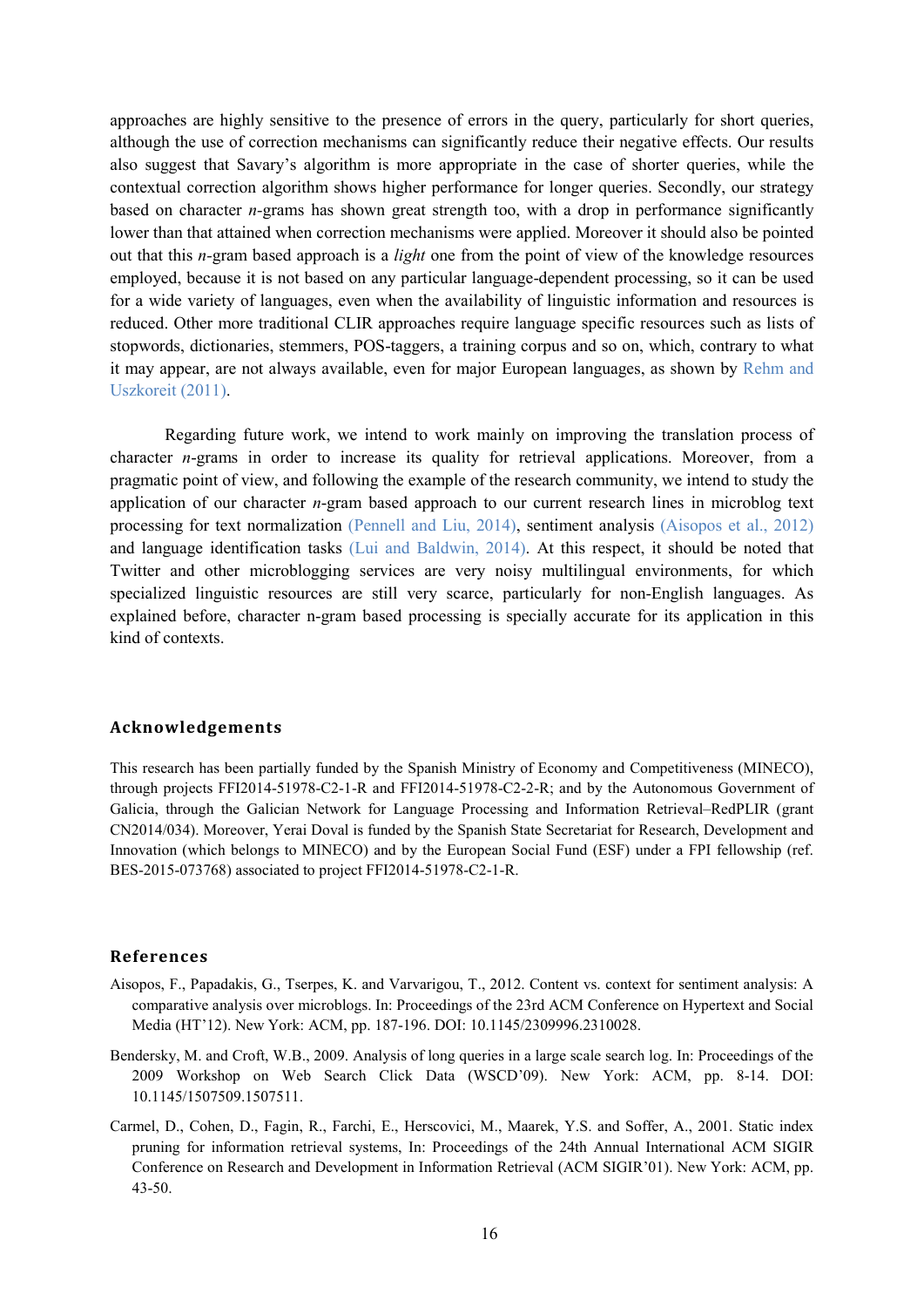approaches are highly sensitive to the presence of errors in the query, particularly for short queries, although the use of correction mechanisms can significantly reduce their negative effects. Our results also suggest that Savary's algorithm is more appropriate in the case of shorter queries, while the contextual correction algorithm shows higher performance for longer queries. Secondly, our strategy based on character *n*-grams has shown great strength too, with a drop in performance significantly lower than that attained when correction mechanisms were applied. Moreover it should also be pointed out that this *n*-gram based approach is a *light* one from the point of view of the knowledge resources employed, because it is not based on any particular language-dependent processing, so it can be used for a wide variety of languages, even when the availability of linguistic information and resources is reduced. Other more traditional CLIR approaches require language specific resources such as lists of stopwords, dictionaries, stemmers, POS-taggers, a training corpus and so on, which, contrary to what it may appear, are not always available, even for major European languages, as shown by Rehm and Uszkoreit (2011).

Regarding future work, we intend to work mainly on improving the translation process of character *n*-grams in order to increase its quality for retrieval applications. Moreover, from a pragmatic point of view, and following the example of the research community, we intend to study the application of our character *n*-gram based approach to our current research lines in microblog text processing for text normalization (Pennell and Liu, 2014), sentiment analysis (Aisopos et al., 2012) and language identification tasks (Lui and Baldwin, 2014). At this respect, it should be noted that Twitter and other microblogging services are very noisy multilingual environments, for which specialized linguistic resources are still very scarce, particularly for non-English languages. As explained before, character n-gram based processing is specially accurate for its application in this kind of contexts.

## Acknowledgements

This research has been partially funded by the Spanish Ministry of Economy and Competitiveness (MINECO), through projects FFI2014-51978-C2-1-R and FFI2014-51978-C2-2-R; and by the Autonomous Government of Galicia, through the Galician Network for Language Processing and Information Retrieval–RedPLIR (grant CN2014/034). Moreover, Yerai Doval is funded by the Spanish State Secretariat for Research, Development and Innovation (which belongs to MINECO) and by the European Social Fund (ESF) under a FPI fellowship (ref. BES-2015-073768) associated to project FFI2014-51978-C2-1-R.

## References

Aisopos, F., Papadakis, G., Tserpes, K. and Varvarigou, T., 2012. Content vs. context for sentiment analysis: A comparative analysis over microblogs. In: Proceedings of the 23rd ACM Conference on Hypertext and Social Media (HT'12). New York: ACM, pp. 187-196. DOI: 10.1145/2309996.2310028.

Bendersky, M. and Croft, W.B., 2009. Analysis of long queries in a large scale search log. In: Proceedings of the 2009 Workshop on Web Search Click Data (WSCD'09). New York: ACM, pp. 8-14. DOI: 10.1145/1507509.1507511.

Carmel, D., Cohen, D., Fagin, R., Farchi, E., Herscovici, M., Maarek, Y.S. and Soffer, A., 2001. Static index pruning for information retrieval systems, In: Proceedings of the 24th Annual International ACM SIGIR Conference on Research and Development in Information Retrieval (ACM SIGIR'01). New York: ACM, pp. 43-50.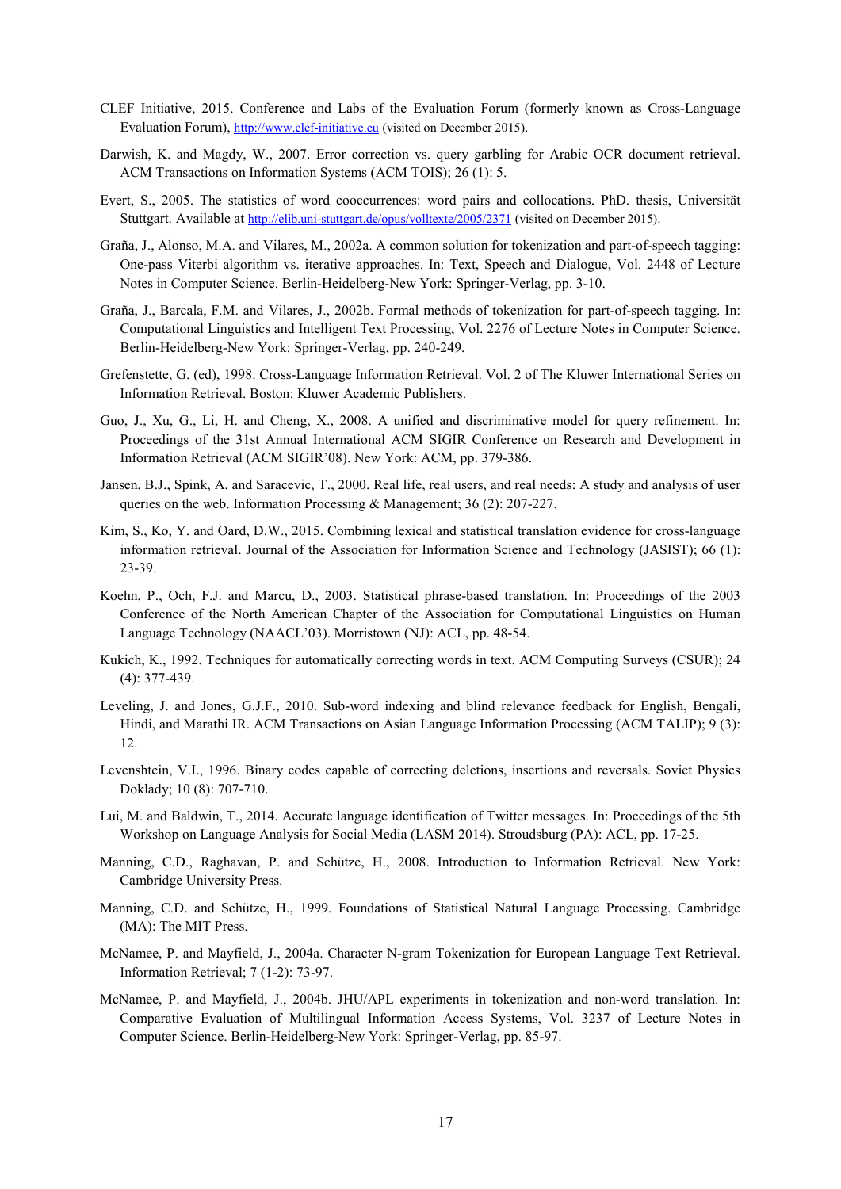CLEF Initiative, 2015. Conference and Labs of the Evaluation Forum (formerly known as Cross-Language Evaluation Forum), http://www.clef-initiative.eu (visited on December 2015).

Darwish, K. and Magdy, W., 2007. Error correction vs. query garbling for Arabic OCR document retrieval. ACM Transactions on Information Systems (ACM TOIS); 26 (1): 5.

Evert, S., 2005. The statistics of word cooccurrences: word pairs and collocations. PhD. thesis, Universität Stuttgart. Available at http://elib.uni-stuttgart.de/opus/volltexte/2005/2371 (visited on December 2015).

Graña, J., Alonso, M.A. and Vilares, M., 2002a. A common solution for tokenization and part-of-speech tagging: One-pass Viterbi algorithm vs. iterative approaches. In: Text, Speech and Dialogue, Vol. 2448 of Lecture Notes in Computer Science. Berlin-Heidelberg-New York: Springer-Verlag, pp. 3-10.

Graña, J., Barcala, F.M. and Vilares, J., 2002b. Formal methods of tokenization for part-of-speech tagging. In: Computational Linguistics and Intelligent Text Processing, Vol. 2276 of Lecture Notes in Computer Science. Berlin-Heidelberg-New York: Springer-Verlag, pp. 240-249.

Grefenstette, G. (ed), 1998. Cross-Language Information Retrieval. Vol. 2 of The Kluwer International Series on Information Retrieval. Boston: Kluwer Academic Publishers.

Guo, J., Xu, G., Li, H. and Cheng, X., 2008. A unified and discriminative model for query refinement. In: Proceedings of the 31st Annual International ACM SIGIR Conference on Research and Development in Information Retrieval (ACM SIGIR'08). New York: ACM, pp. 379-386.

Jansen, B.J., Spink, A. and Saracevic, T., 2000. Real life, real users, and real needs: A study and analysis of user queries on the web. Information Processing & Management; 36 (2): 207-227.

Kim, S., Ko, Y. and Oard, D.W., 2015. Combining lexical and statistical translation evidence for cross-language information retrieval. Journal of the Association for Information Science and Technology (JASIST); 66 (1): 23-39.

Koehn, P., Och, F.J. and Marcu, D., 2003. Statistical phrase-based translation. In: Proceedings of the 2003 Conference of the North American Chapter of the Association for Computational Linguistics on Human Language Technology (NAACL'03). Morristown (NJ): ACL, pp. 48-54.

Kukich, K., 1992. Techniques for automatically correcting words in text. ACM Computing Surveys (CSUR); 24 (4): 377-439.

Leveling, J. and Jones, G.J.F., 2010. Sub-word indexing and blind relevance feedback for English, Bengali, Hindi, and Marathi IR. ACM Transactions on Asian Language Information Processing (ACM TALIP); 9 (3): 12.

Levenshtein, V.I., 1996. Binary codes capable of correcting deletions, insertions and reversals. Soviet Physics Doklady; 10 (8): 707-710.

Lui, M. and Baldwin, T., 2014. Accurate language identification of Twitter messages. In: Proceedings of the 5th Workshop on Language Analysis for Social Media (LASM 2014). Stroudsburg (PA): ACL, pp. 17-25.

Manning, C.D., Raghavan, P. and Schütze, H., 2008. Introduction to Information Retrieval. New York: Cambridge University Press.

Manning, C.D. and Schütze, H., 1999. Foundations of Statistical Natural Language Processing. Cambridge (MA): The MIT Press.

McNamee, P. and Mayfield, J., 2004a. Character N-gram Tokenization for European Language Text Retrieval. Information Retrieval; 7 (1-2): 73-97.

McNamee, P. and Mayfield, J., 2004b. JHU/APL experiments in tokenization and non-word translation. In: Comparative Evaluation of Multilingual Information Access Systems, Vol. 3237 of Lecture Notes in Computer Science. Berlin-Heidelberg-New York: Springer-Verlag, pp. 85-97.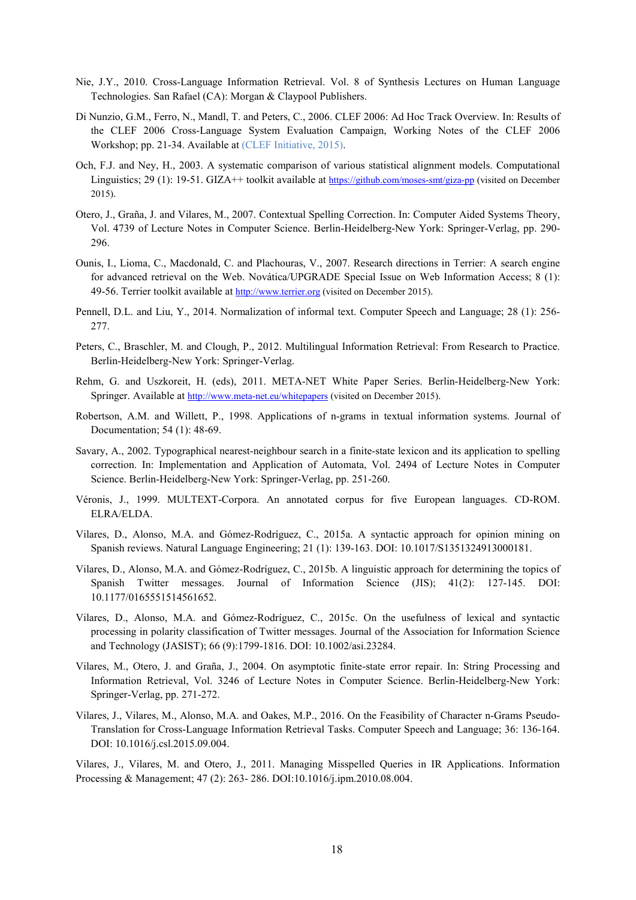Nie, J.Y., 2010. Cross-Language Information Retrieval. Vol. 8 of Synthesis Lectures on Human Language Technologies. San Rafael (CA): Morgan & Claypool Publishers.

Di Nunzio, G.M., Ferro, N., Mandl, T. and Peters, C., 2006. CLEF 2006: Ad Hoc Track Overview. In: Results of the CLEF 2006 Cross-Language System Evaluation Campaign, Working Notes of the CLEF 2006 Workshop; pp. 21-34. Available at (CLEF Initiative, 2015).

Och, F.J. and Ney, H., 2003. A systematic comparison of various statistical alignment models. Computational Linguistics; 29 (1): 19-51. GIZA++ toolkit available at https://github.com/moses-smt/giza-pp (visited on December 2015).

Otero, J., Graña, J. and Vilares, M., 2007. Contextual Spelling Correction. In: Computer Aided Systems Theory, Vol. 4739 of Lecture Notes in Computer Science. Berlin-Heidelberg-New York: Springer-Verlag, pp. 290-296.

Ounis, I., Lioma, C., Macdonald, C. and Plachouras, V., 2007. Research directions in Terrier: A search engine for advanced retrieval on the Web. Novática/UPGRADE Special Issue on Web Information Access; 8 (1): 49-56. Terrier toolkit available at http://www.terrier.org (visited on December 2015).

Pennell, D.L. and Liu, Y., 2014. Normalization of informal text. Computer Speech and Language; 28 (1): 256-277.

Peters, C., Braschler, M. and Clough, P., 2012. Multilingual Information Retrieval: From Research to Practice. Berlin-Heidelberg-New York: Springer-Verlag.

Rehm, G. and Uszkoreit, H. (eds), 2011. META-NET White Paper Series. Berlin-Heidelberg-New York: Springer. Available at http://www.meta-net.eu/whitepapers (visited on December 2015).

Robertson, A.M. and Willett, P., 1998. Applications of n-grams in textual information systems. Journal of Documentation; 54 (1): 48-69.

Savary, A., 2002. Typographical nearest-neighbour search in a finite-state lexicon and its application to spelling correction. In: Implementation and Application of Automata, Vol. 2494 of Lecture Notes in Computer Science. Berlin-Heidelberg-New York: Springer-Verlag, pp. 251-260.

Véronis, J., 1999. MULTEXT-Corpora. An annotated corpus for five European languages. CD-ROM. ELRA/ELDA.

Vilares, D., Alonso, M.A. and Gómez-Rodríguez, C., 2015a. A syntactic approach for opinion mining on Spanish reviews. Natural Language Engineering; 21 (1): 139-163. DOI: 10.1017/S1351324913000181.

Vilares, D., Alonso, M.A. and Gómez-Rodríguez, C., 2015b. A linguistic approach for determining the topics of Spanish Twitter messages. Journal of Information Science (JIS); 41(2): 127-145. DOI: 10.1177/0165551514561652.

Vilares, D., Alonso, M.A. and Gómez-Rodríguez, C., 2015c. On the usefulness of lexical and syntactic processing in polarity classification of Twitter messages. Journal of the Association for Information Science and Technology (JASIST); 66 (9):1799-1816. DOI: 10.1002/asi.23284.

Vilares, M., Otero, J. and Graña, J., 2004. On asymptotic finite-state error repair. In: String Processing and Information Retrieval, Vol. 3246 of Lecture Notes in Computer Science. Berlin-Heidelberg-New York: Springer-Verlag, pp. 271-272.

Vilares, J., Vilares, M., Alonso, M.A. and Oakes, M.P., 2016. On the Feasibility of Character n-Grams Pseudo-Translation for Cross-Language Information Retrieval Tasks. Computer Speech and Language; 36: 136-164. DOI: 10.1016/j.csl.2015.09.004.

Vilares, J., Vilares, M. and Otero, J., 2011. Managing Misspelled Queries in IR Applications. Information Processing & Management; 47 (2): 263- 286. DOI:10.1016/j.ipm.2010.08.004.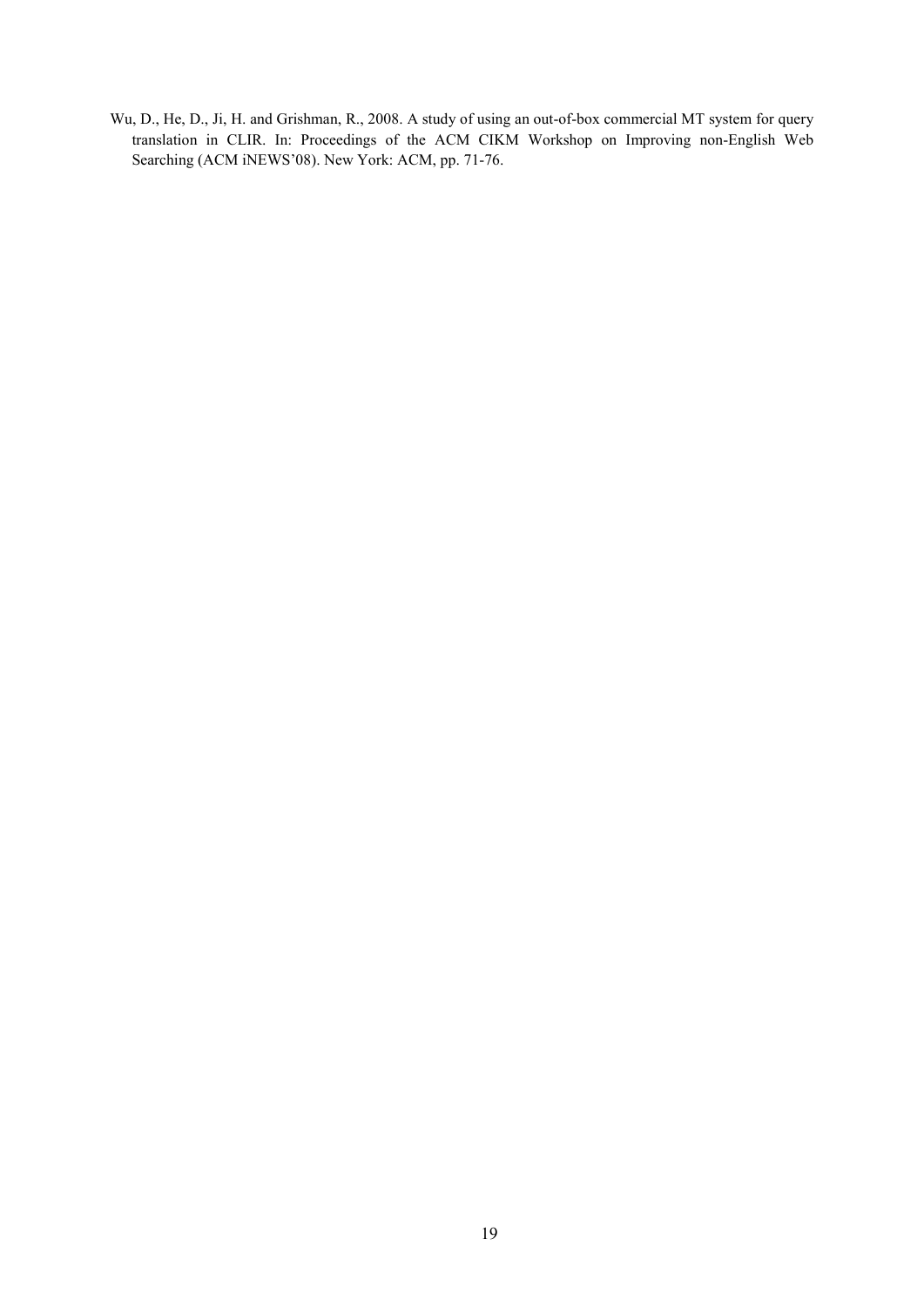Wu, D., He, D., Ji, H. and Grishman, R., 2008. A study of using an out-of-box commercial MT system for query translation in CLIR. In: Proceedings of the ACM CIKM Workshop on Improving non-English Web Searching (ACM iNEWS'08). New York: ACM, pp. 71-76.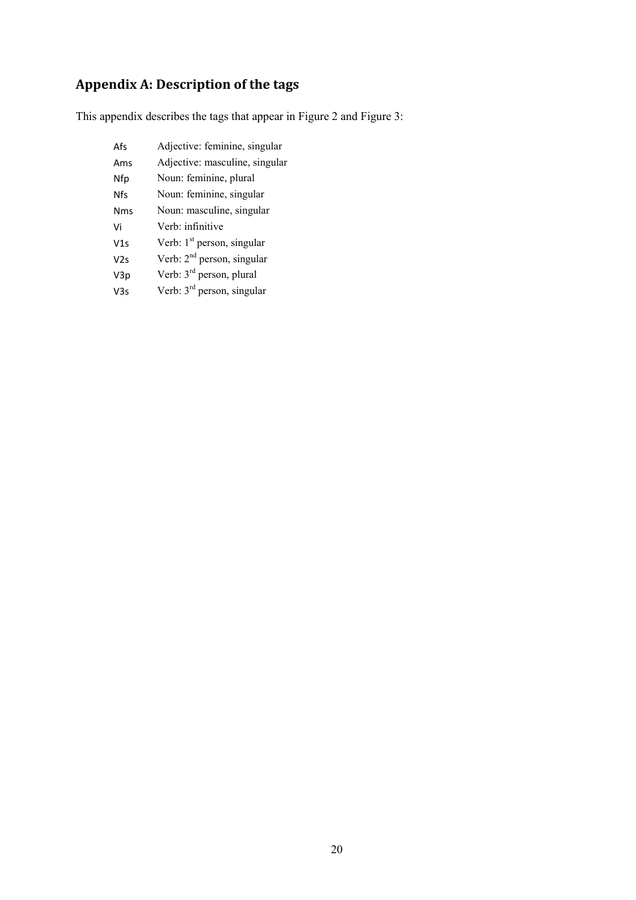## Appendix A: Description of the tags

This appendix describes the tags that appear in Figure 2 and Figure 3:

| | |
|---|---|
| Afs | Adjective: feminine, singular |
| Ams | Adjective: masculine, singular |
| Nfp | Noun: feminine, plural |
| Nfs | Noun: feminine, singular |
| Nms | Noun: masculine, singular |
| Vi | Verb: infinitive |
| V1s | Verb: 1st person, singular |
| V2s | Verb: 2nd person, singular |
| V3p | Verb: 3rd person, plural |
| V3s | Verb: 3rd person, singular |